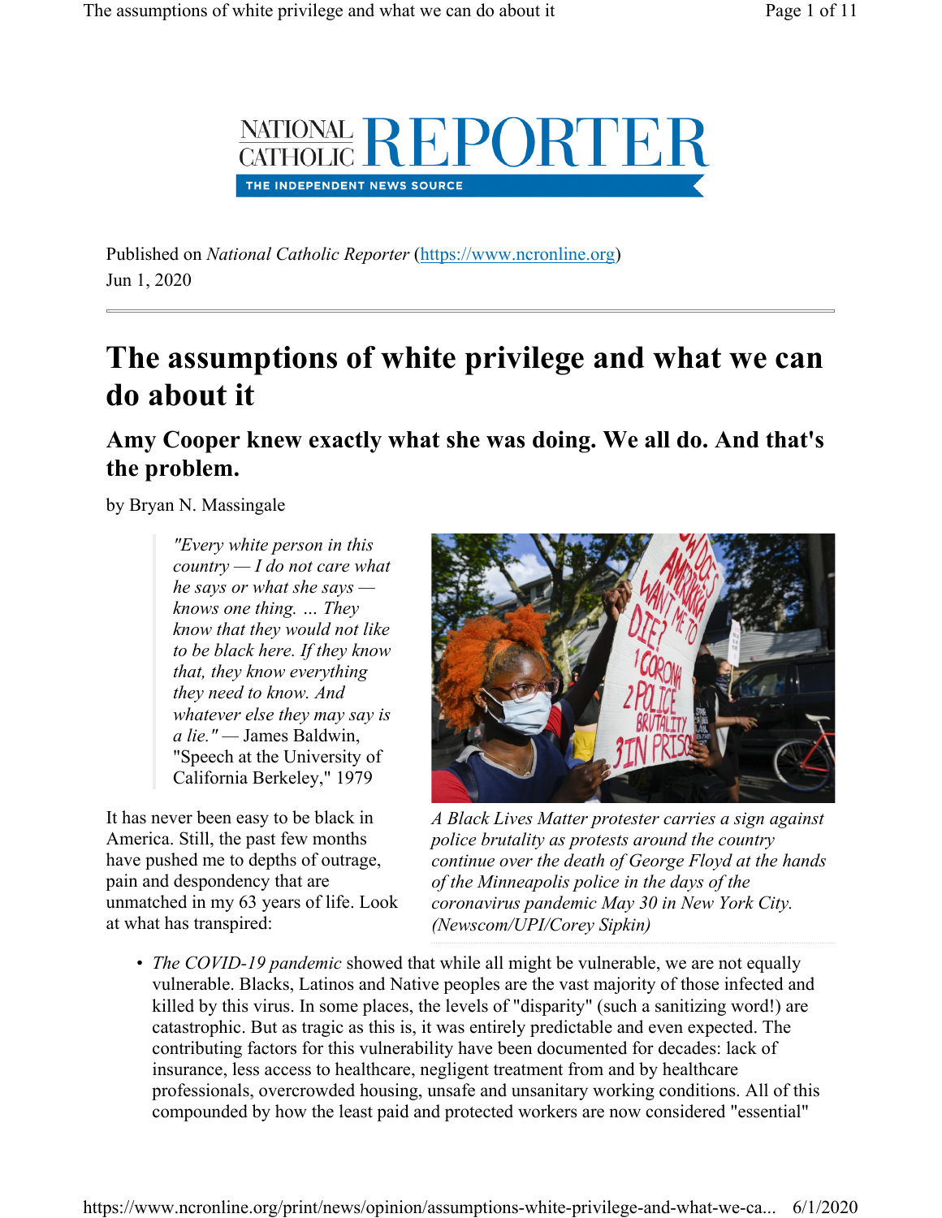Published on *National Catholic Reporter* (https://www.ncronline.org)
Jun 1, 2020

# The assumptions of white privilege and what we can do about it

## Amy Cooper knew exactly what she was doing. We all do. And that's the problem.

by Bryan N. Massingale

> *"Every white person in this country — I do not care what he says or what she says — knows one thing. ... They know that they would not like to be black here. If they know that, they know everything they need to know. And whatever else they may say is a lie."* — James Baldwin, "Speech at the University of California Berkeley," 1979

*A Black Lives Matter protester carries a sign against police brutality as protests around the country continue over the death of George Floyd at the hands of the Minneapolis police in the days of the coronavirus pandemic May 30 in New York City. (Newscom/UPI/Corey Sipkin)*

It has never been easy to be black in America. Still, the past few months have pushed me to depths of outrage, pain and despondency that are unmatched in my 63 years of life. Look at what has transpired:

- *The COVID-19 pandemic* showed that while all might be vulnerable, we are not equally vulnerable. Blacks, Latinos and Native peoples are the vast majority of those infected and killed by this virus. In some places, the levels of "disparity" (such a sanitizing word!) are catastrophic. But as tragic as this is, it was entirely predictable and even expected. The contributing factors for this vulnerability have been documented for decades: lack of insurance, less access to healthcare, negligent treatment from and by healthcare professionals, overcrowded housing, unsafe and unsanitary working conditions. All of this compounded by how the least paid and protected workers are now considered "essential"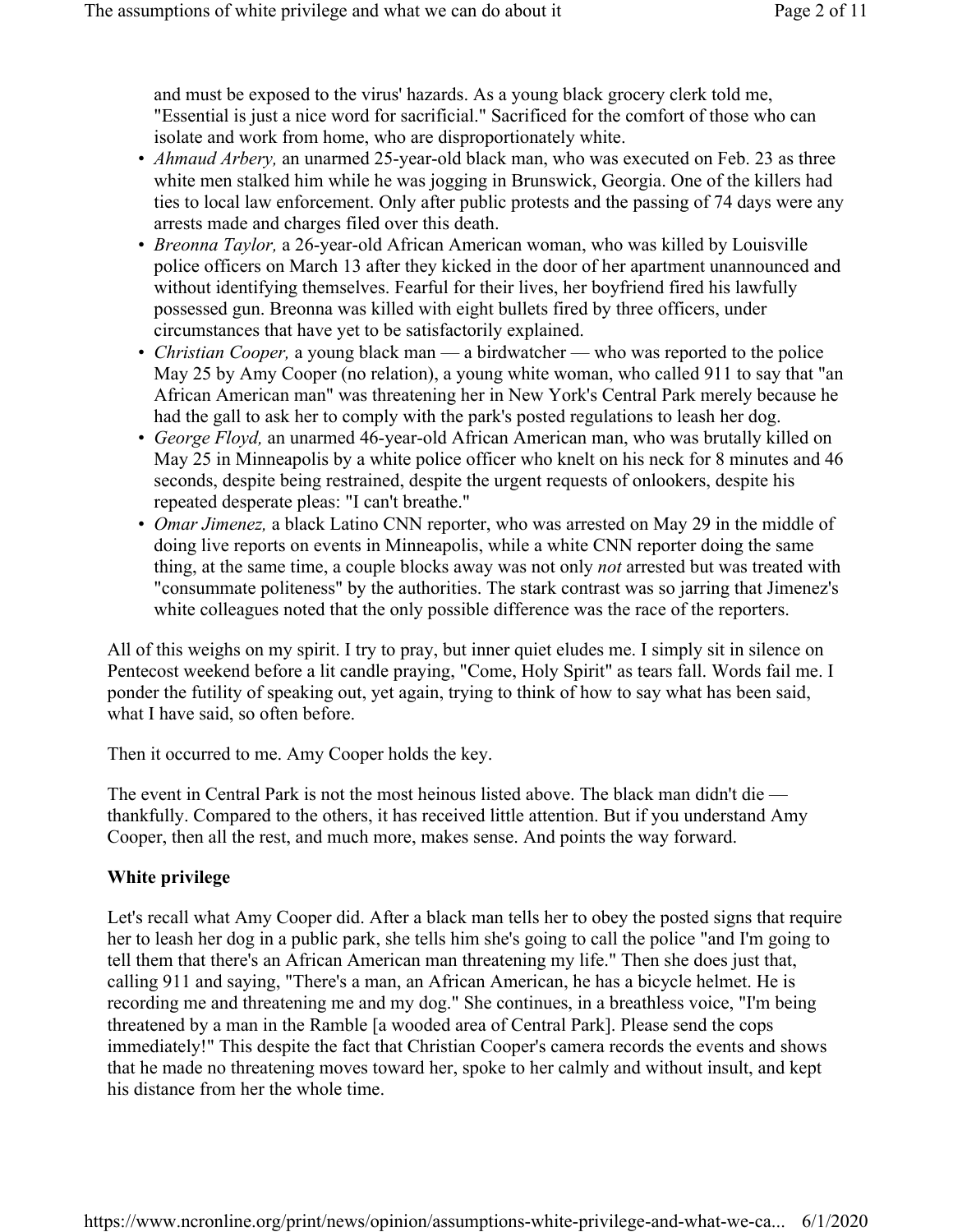and must be exposed to the virus' hazards. As a young black grocery clerk told me, "Essential is just a nice word for sacrificial." Sacrificed for the comfort of those who can isolate and work from home, who are disproportionately white.

- *Ahmaud Arbery,* an unarmed 25-year-old black man, who was executed on Feb. 23 as three white men stalked him while he was jogging in Brunswick, Georgia. One of the killers had ties to local law enforcement. Only after public protests and the passing of 74 days were any arrests made and charges filed over this death.
- *Breonna Taylor,* a 26-year-old African American woman, who was killed by Louisville police officers on March 13 after they kicked in the door of her apartment unannounced and without identifying themselves. Fearful for their lives, her boyfriend fired his lawfully possessed gun. Breonna was killed with eight bullets fired by three officers, under circumstances that have yet to be satisfactorily explained.
- *Christian Cooper,* a young black man — a birdwatcher — who was reported to the police May 25 by Amy Cooper (no relation), a young white woman, who called 911 to say that "an African American man" was threatening her in New York's Central Park merely because he had the gall to ask her to comply with the park's posted regulations to leash her dog.
- *George Floyd,* an unarmed 46-year-old African American man, who was brutally killed on May 25 in Minneapolis by a white police officer who knelt on his neck for 8 minutes and 46 seconds, despite being restrained, despite the urgent requests of onlookers, despite his repeated desperate pleas: "I can't breathe."
- *Omar Jimenez,* a black Latino CNN reporter, who was arrested on May 29 in the middle of doing live reports on events in Minneapolis, while a white CNN reporter doing the same thing, at the same time, a couple blocks away was not only *not* arrested but was treated with "consummate politeness" by the authorities. The stark contrast was so jarring that Jimenez's white colleagues noted that the only possible difference was the race of the reporters.

All of this weighs on my spirit. I try to pray, but inner quiet eludes me. I simply sit in silence on Pentecost weekend before a lit candle praying, "Come, Holy Spirit" as tears fall. Words fail me. I ponder the futility of speaking out, yet again, trying to think of how to say what has been said, what I have said, so often before.

Then it occurred to me. Amy Cooper holds the key.

The event in Central Park is not the most heinous listed above. The black man didn't die — thankfully. Compared to the others, it has received little attention. But if you understand Amy Cooper, then all the rest, and much more, makes sense. And points the way forward.

**White privilege**

Let's recall what Amy Cooper did. After a black man tells her to obey the posted signs that require her to leash her dog in a public park, she tells him she's going to call the police "and I'm going to tell them that there's an African American man threatening my life." Then she does just that, calling 911 and saying, "There's a man, an African American, he has a bicycle helmet. He is recording me and threatening me and my dog." She continues, in a breathless voice, "I'm being threatened by a man in the Ramble [a wooded area of Central Park]. Please send the cops immediately!" This despite the fact that Christian Cooper's camera records the events and shows that he made no threatening moves toward her, spoke to her calmly and without insult, and kept his distance from her the whole time.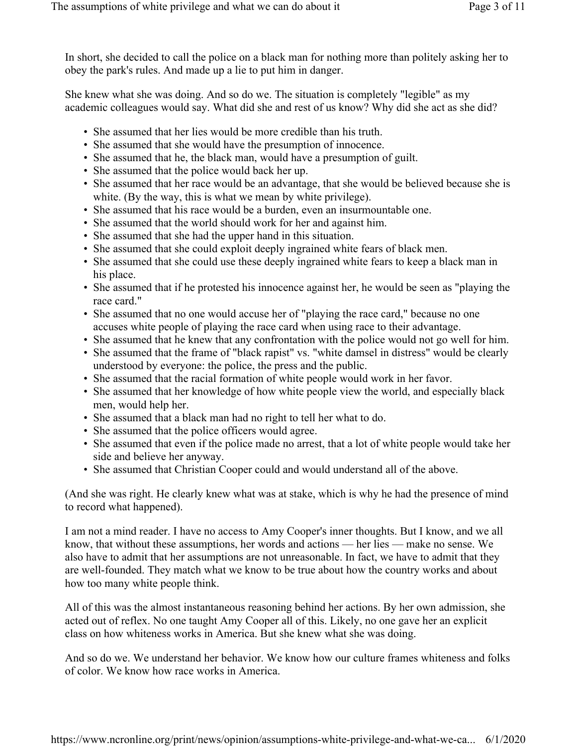In short, she decided to call the police on a black man for nothing more than politely asking her to obey the park's rules. And made up a lie to put him in danger.

She knew what she was doing. And so do we. The situation is completely "legible" as my academic colleagues would say. What did she and rest of us know? Why did she act as she did?

- She assumed that her lies would be more credible than his truth.
- She assumed that she would have the presumption of innocence.
- She assumed that he, the black man, would have a presumption of guilt.
- She assumed that the police would back her up.
- She assumed that her race would be an advantage, that she would be believed because she is white. (By the way, this is what we mean by white privilege).
- She assumed that his race would be a burden, even an insurmountable one.
- She assumed that the world should work for her and against him.
- She assumed that she had the upper hand in this situation.
- She assumed that she could exploit deeply ingrained white fears of black men.
- She assumed that she could use these deeply ingrained white fears to keep a black man in his place.
- She assumed that if he protested his innocence against her, he would be seen as "playing the race card."
- She assumed that no one would accuse her of "playing the race card," because no one accuses white people of playing the race card when using race to their advantage.
- She assumed that he knew that any confrontation with the police would not go well for him.
- She assumed that the frame of "black rapist" vs. "white damsel in distress" would be clearly understood by everyone: the police, the press and the public.
- She assumed that the racial formation of white people would work in her favor.
- She assumed that her knowledge of how white people view the world, and especially black men, would help her.
- She assumed that a black man had no right to tell her what to do.
- She assumed that the police officers would agree.
- She assumed that even if the police made no arrest, that a lot of white people would take her side and believe her anyway.
- She assumed that Christian Cooper could and would understand all of the above.

(And she was right. He clearly knew what was at stake, which is why he had the presence of mind to record what happened).

I am not a mind reader. I have no access to Amy Cooper's inner thoughts. But I know, and we all know, that without these assumptions, her words and actions — her lies — make no sense. We also have to admit that her assumptions are not unreasonable. In fact, we have to admit that they are well-founded. They match what we know to be true about how the country works and about how too many white people think.

All of this was the almost instantaneous reasoning behind her actions. By her own admission, she acted out of reflex. No one taught Amy Cooper all of this. Likely, no one gave her an explicit class on how whiteness works in America. But she knew what she was doing.

And so do we. We understand her behavior. We know how our culture frames whiteness and folks of color. We know how race works in America.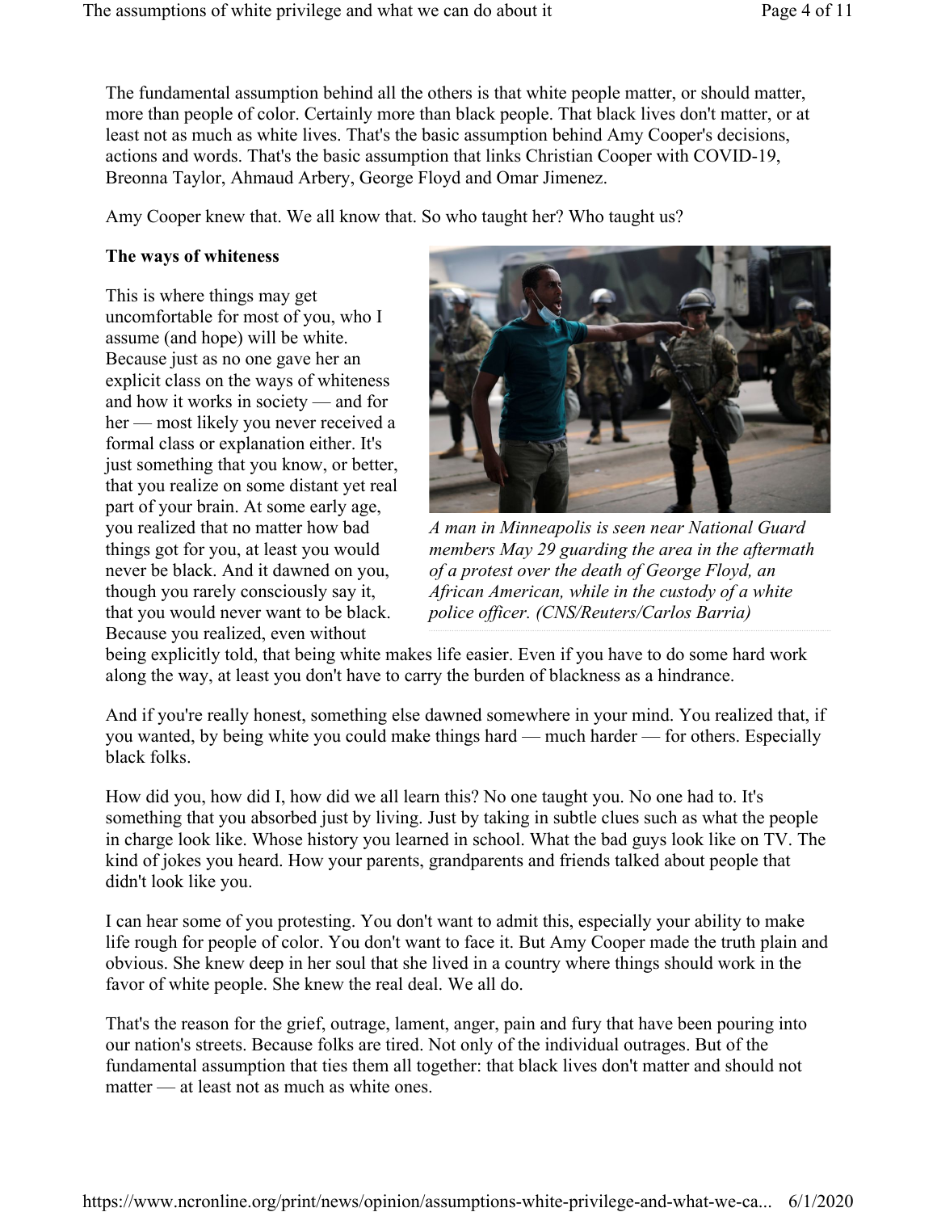The fundamental assumption behind all the others is that white people matter, or should matter, more than people of color. Certainly more than black people. That black lives don't matter, or at least not as much as white lives. That's the basic assumption behind Amy Cooper's decisions, actions and words. That's the basic assumption that links Christian Cooper with COVID-19, Breonna Taylor, Ahmaud Arbery, George Floyd and Omar Jimenez.

Amy Cooper knew that. We all know that. So who taught her? Who taught us?

**The ways of whiteness**

This is where things may get uncomfortable for most of you, who I assume (and hope) will be white. Because just as no one gave her an explicit class on the ways of whiteness and how it works in society — and for her — most likely you never received a formal class or explanation either. It's just something that you know, or better, that you realize on some distant yet real part of your brain. At some early age, you realized that no matter how bad things got for you, at least you would never be black. And it dawned on you, though you rarely consciously say it, that you would never want to be black. Because you realized, even without being explicitly told, that being white makes life easier. Even if you have to do some hard work along the way, at least you don't have to carry the burden of blackness as a hindrance.

*A man in Minneapolis is seen near National Guard members May 29 guarding the area in the aftermath of a protest over the death of George Floyd, an African American, while in the custody of a white police officer. (CNS/Reuters/Carlos Barria)*

And if you're really honest, something else dawned somewhere in your mind. You realized that, if you wanted, by being white you could make things hard — much harder — for others. Especially black folks.

How did you, how did I, how did we all learn this? No one taught you. No one had to. It's something that you absorbed just by living. Just by taking in subtle clues such as what the people in charge look like. Whose history you learned in school. What the bad guys look like on TV. The kind of jokes you heard. How your parents, grandparents and friends talked about people that didn't look like you.

I can hear some of you protesting. You don't want to admit this, especially your ability to make life rough for people of color. You don't want to face it. But Amy Cooper made the truth plain and obvious. She knew deep in her soul that she lived in a country where things should work in the favor of white people. She knew the real deal. We all do.

That's the reason for the grief, outrage, lament, anger, pain and fury that have been pouring into our nation's streets. Because folks are tired. Not only of the individual outrages. But of the fundamental assumption that ties them all together: that black lives don't matter and should not matter — at least not as much as white ones.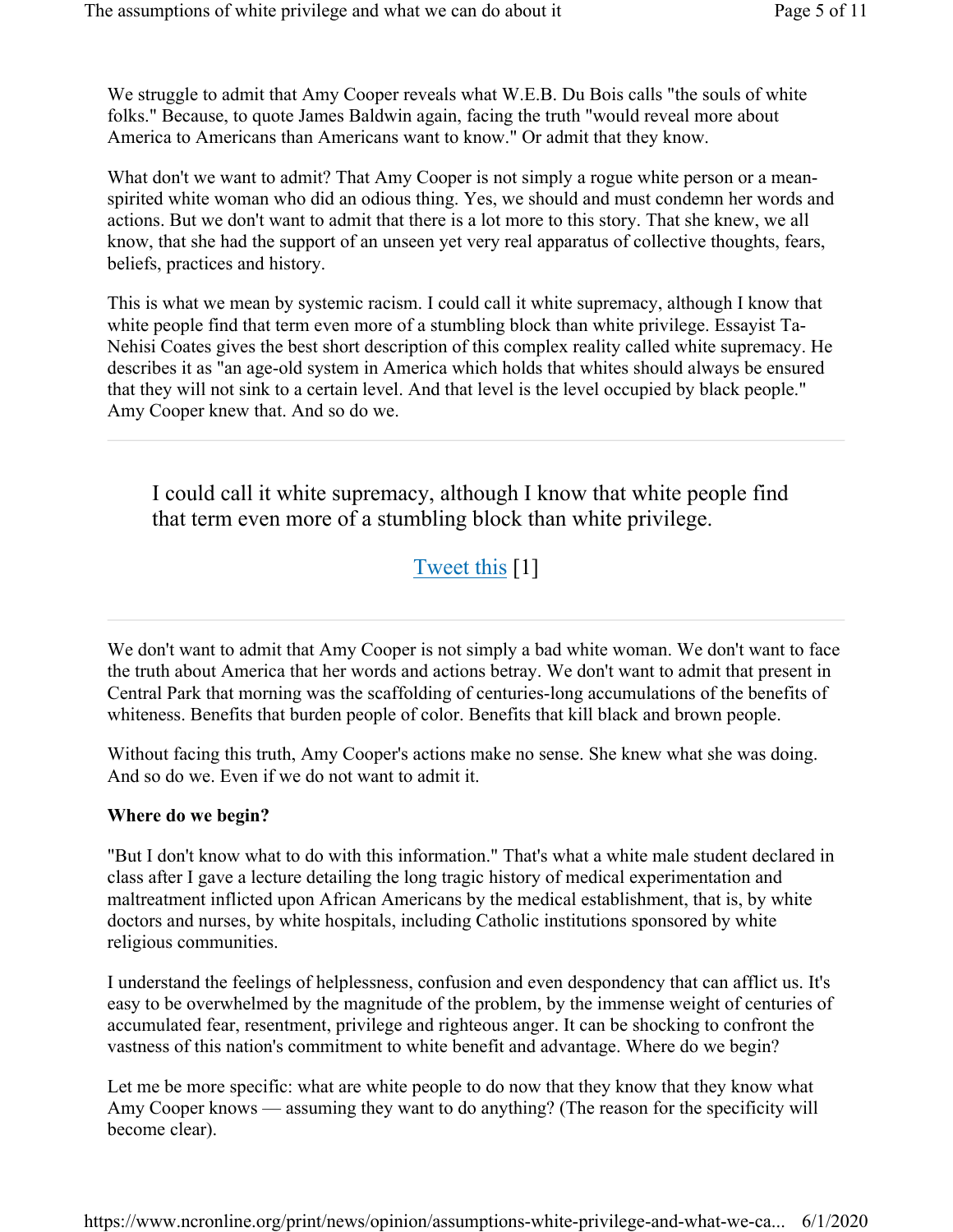We struggle to admit that Amy Cooper reveals what W.E.B. Du Bois calls "the souls of white folks." Because, to quote James Baldwin again, facing the truth "would reveal more about America to Americans than Americans want to know." Or admit that they know.

What don't we want to admit? That Amy Cooper is not simply a rogue white person or a mean-spirited white woman who did an odious thing. Yes, we should and must condemn her words and actions. But we don't want to admit that there is a lot more to this story. That she knew, we all know, that she had the support of an unseen yet very real apparatus of collective thoughts, fears, beliefs, practices and history.

This is what we mean by systemic racism. I could call it white supremacy, although I know that white people find that term even more of a stumbling block than white privilege. Essayist Ta-Nehisi Coates gives the best short description of this complex reality called white supremacy. He describes it as "an age-old system in America which holds that whites should always be ensured that they will not sink to a certain level. And that level is the level occupied by black people." Amy Cooper knew that. And so do we.

---

> I could call it white supremacy, although I know that white people find that term even more of a stumbling block than white privilege.
>
> Tweet this [1]

---

We don't want to admit that Amy Cooper is not simply a bad white woman. We don't want to face the truth about America that her words and actions betray. We don't want to admit that present in Central Park that morning was the scaffolding of centuries-long accumulations of the benefits of whiteness. Benefits that burden people of color. Benefits that kill black and brown people.

Without facing this truth, Amy Cooper's actions make no sense. She knew what she was doing. And so do we. Even if we do not want to admit it.

**Where do we begin?**

"But I don't know what to do with this information." That's what a white male student declared in class after I gave a lecture detailing the long tragic history of medical experimentation and maltreatment inflicted upon African Americans by the medical establishment, that is, by white doctors and nurses, by white hospitals, including Catholic institutions sponsored by white religious communities.

I understand the feelings of helplessness, confusion and even despondency that can afflict us. It's easy to be overwhelmed by the magnitude of the problem, by the immense weight of centuries of accumulated fear, resentment, privilege and righteous anger. It can be shocking to confront the vastness of this nation's commitment to white benefit and advantage. Where do we begin?

Let me be more specific: what are white people to do now that they know that they know what Amy Cooper knows — assuming they want to do anything? (The reason for the specificity will become clear).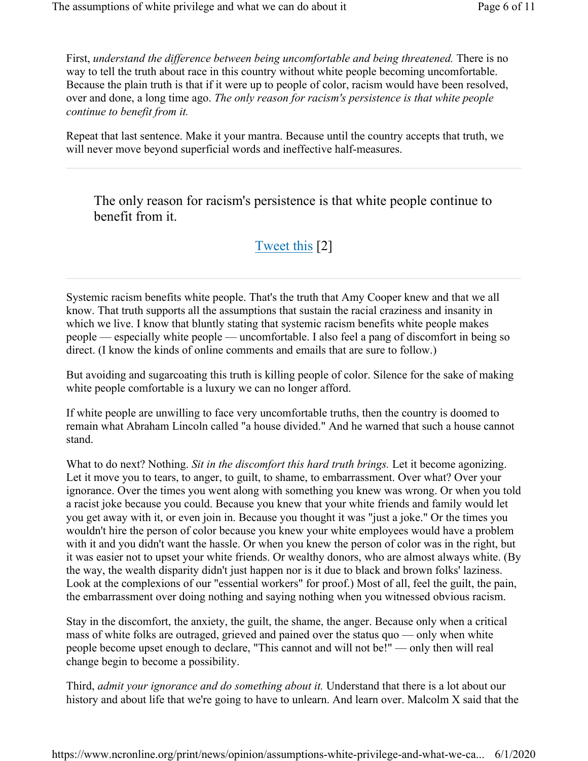First, *understand the difference between being uncomfortable and being threatened.* There is no way to tell the truth about race in this country without white people becoming uncomfortable. Because the plain truth is that if it were up to people of color, racism would have been resolved, over and done, a long time ago. *The only reason for racism's persistence is that white people continue to benefit from it.*

Repeat that last sentence. Make it your mantra. Because until the country accepts that truth, we will never move beyond superficial words and ineffective half-measures.

---

> The only reason for racism's persistence is that white people continue to benefit from it.
>
> Tweet this [2]

---

Systemic racism benefits white people. That's the truth that Amy Cooper knew and that we all know. That truth supports all the assumptions that sustain the racial craziness and insanity in which we live. I know that bluntly stating that systemic racism benefits white people makes people — especially white people — uncomfortable. I also feel a pang of discomfort in being so direct. (I know the kinds of online comments and emails that are sure to follow.)

But avoiding and sugarcoating this truth is killing people of color. Silence for the sake of making white people comfortable is a luxury we can no longer afford.

If white people are unwilling to face very uncomfortable truths, then the country is doomed to remain what Abraham Lincoln called "a house divided." And he warned that such a house cannot stand.

What to do next? Nothing. *Sit in the discomfort this hard truth brings.* Let it become agonizing. Let it move you to tears, to anger, to guilt, to shame, to embarrassment. Over what? Over your ignorance. Over the times you went along with something you knew was wrong. Or when you told a racist joke because you could. Because you knew that your white friends and family would let you get away with it, or even join in. Because you thought it was "just a joke." Or the times you wouldn't hire the person of color because you knew your white employees would have a problem with it and you didn't want the hassle. Or when you knew the person of color was in the right, but it was easier not to upset your white friends. Or wealthy donors, who are almost always white. (By the way, the wealth disparity didn't just happen nor is it due to black and brown folks' laziness. Look at the complexions of our "essential workers" for proof.) Most of all, feel the guilt, the pain, the embarrassment over doing nothing and saying nothing when you witnessed obvious racism.

Stay in the discomfort, the anxiety, the guilt, the shame, the anger. Because only when a critical mass of white folks are outraged, grieved and pained over the status quo — only when white people become upset enough to declare, "This cannot and will not be!" — only then will real change begin to become a possibility.

Third, *admit your ignorance and do something about it.* Understand that there is a lot about our history and about life that we're going to have to unlearn. And learn over. Malcolm X said that the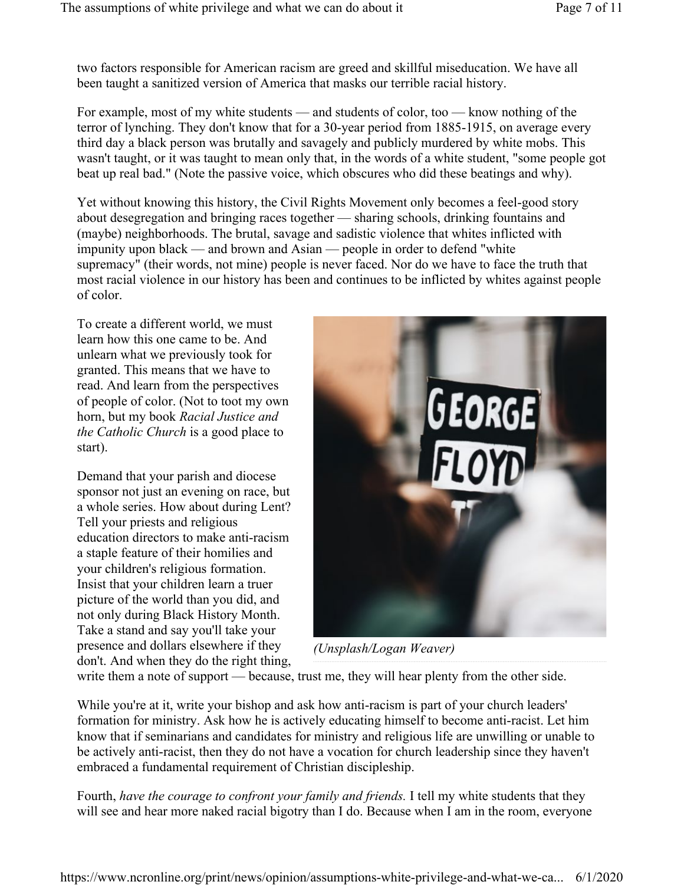two factors responsible for American racism are greed and skillful miseducation. We have all been taught a sanitized version of America that masks our terrible racial history.

For example, most of my white students — and students of color, too — know nothing of the terror of lynching. They don't know that for a 30-year period from 1885-1915, on average every third day a black person was brutally and savagely and publicly murdered by white mobs. This wasn't taught, or it was taught to mean only that, in the words of a white student, "some people got beat up real bad." (Note the passive voice, which obscures who did these beatings and why).

Yet without knowing this history, the Civil Rights Movement only becomes a feel-good story about desegregation and bringing races together — sharing schools, drinking fountains and (maybe) neighborhoods. The brutal, savage and sadistic violence that whites inflicted with impunity upon black — and brown and Asian — people in order to defend "white supremacy" (their words, not mine) people is never faced. Nor do we have to face the truth that most racial violence in our history has been and continues to be inflicted by whites against people of color.

To create a different world, we must learn how this one came to be. And unlearn what we previously took for granted. This means that we have to read. And learn from the perspectives of people of color. (Not to toot my own horn, but my book *Racial Justice and the Catholic Church* is a good place to start).

Demand that your parish and diocese sponsor not just an evening on race, but a whole series. How about during Lent? Tell your priests and religious education directors to make anti-racism a staple feature of their homilies and your children's religious formation. Insist that your children learn a truer picture of the world than you did, and not only during Black History Month. Take a stand and say you'll take your presence and dollars elsewhere if they don't. And when they do the right thing, write them a note of support — because, trust me, they will hear plenty from the other side.

(Unsplash/Logan Weaver)

While you're at it, write your bishop and ask how anti-racism is part of your church leaders' formation for ministry. Ask how he is actively educating himself to become anti-racist. Let him know that if seminarians and candidates for ministry and religious life are unwilling or unable to be actively anti-racist, then they do not have a vocation for church leadership since they haven't embraced a fundamental requirement of Christian discipleship.

Fourth, *have the courage to confront your family and friends.* I tell my white students that they will see and hear more naked racial bigotry than I do. Because when I am in the room, everyone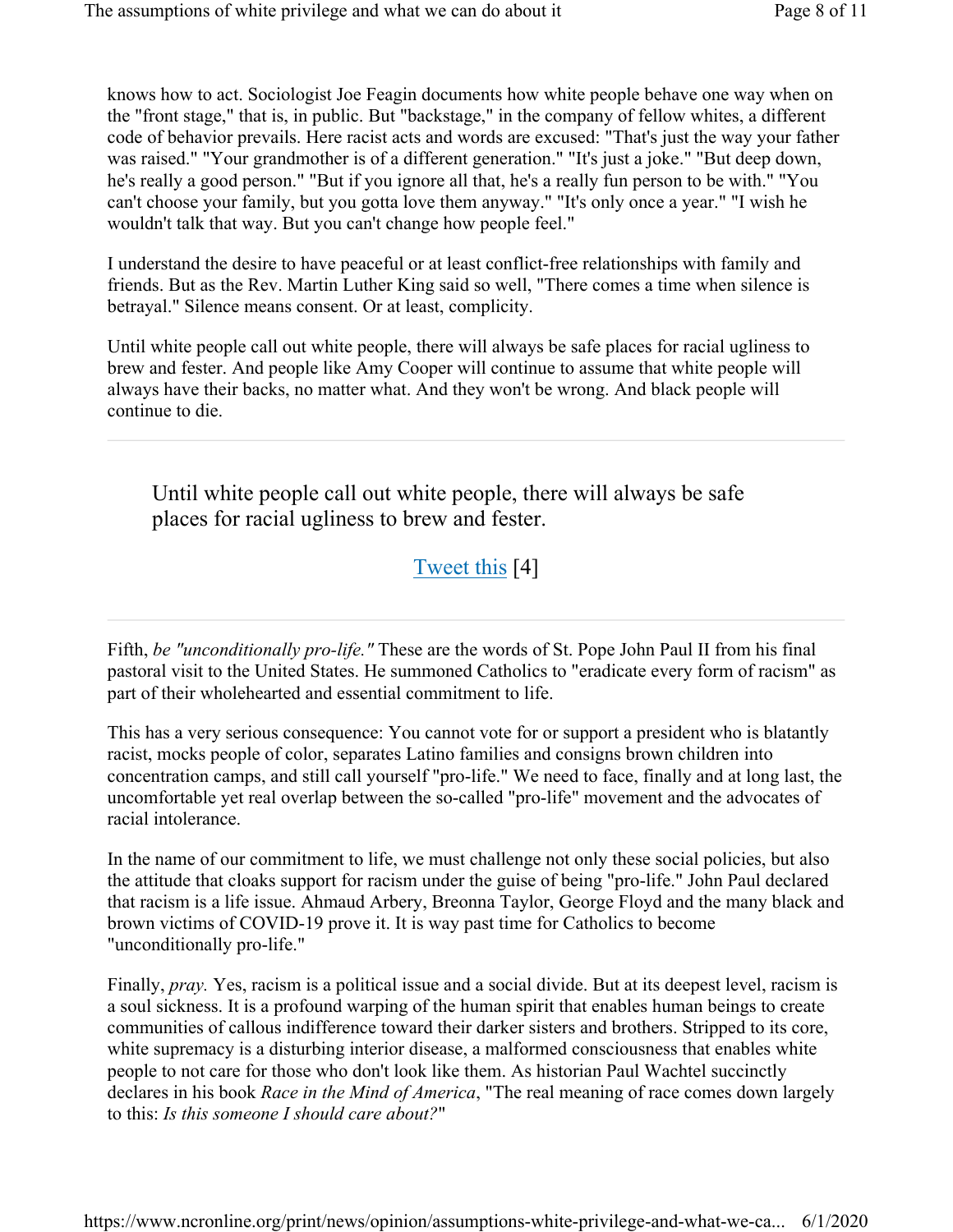knows how to act. Sociologist Joe Feagin documents how white people behave one way when on the "front stage," that is, in public. But "backstage," in the company of fellow whites, a different code of behavior prevails. Here racist acts and words are excused: "That's just the way your father was raised." "Your grandmother is of a different generation." "It's just a joke." "But deep down, he's really a good person." "But if you ignore all that, he's a really fun person to be with." "You can't choose your family, but you gotta love them anyway." "It's only once a year." "I wish he wouldn't talk that way. But you can't change how people feel."

I understand the desire to have peaceful or at least conflict-free relationships with family and friends. But as the Rev. Martin Luther King said so well, "There comes a time when silence is betrayal." Silence means consent. Or at least, complicity.

Until white people call out white people, there will always be safe places for racial ugliness to brew and fester. And people like Amy Cooper will continue to assume that white people will always have their backs, no matter what. And they won't be wrong. And black people will continue to die.

---

> Until white people call out white people, there will always be safe places for racial ugliness to brew and fester.
>
> Tweet this [4]

---

Fifth, *be "unconditionally pro-life."* These are the words of St. Pope John Paul II from his final pastoral visit to the United States. He summoned Catholics to "eradicate every form of racism" as part of their wholehearted and essential commitment to life.

This has a very serious consequence: You cannot vote for or support a president who is blatantly racist, mocks people of color, separates Latino families and consigns brown children into concentration camps, and still call yourself "pro-life." We need to face, finally and at long last, the uncomfortable yet real overlap between the so-called "pro-life" movement and the advocates of racial intolerance.

In the name of our commitment to life, we must challenge not only these social policies, but also the attitude that cloaks support for racism under the guise of being "pro-life." John Paul declared that racism is a life issue. Ahmaud Arbery, Breonna Taylor, George Floyd and the many black and brown victims of COVID-19 prove it. It is way past time for Catholics to become "unconditionally pro-life."

Finally, *pray.* Yes, racism is a political issue and a social divide. But at its deepest level, racism is a soul sickness. It is a profound warping of the human spirit that enables human beings to create communities of callous indifference toward their darker sisters and brothers. Stripped to its core, white supremacy is a disturbing interior disease, a malformed consciousness that enables white people to not care for those who don't look like them. As historian Paul Wachtel succinctly declares in his book *Race in the Mind of America*, "The real meaning of race comes down largely to this: *Is this someone I should care about?*"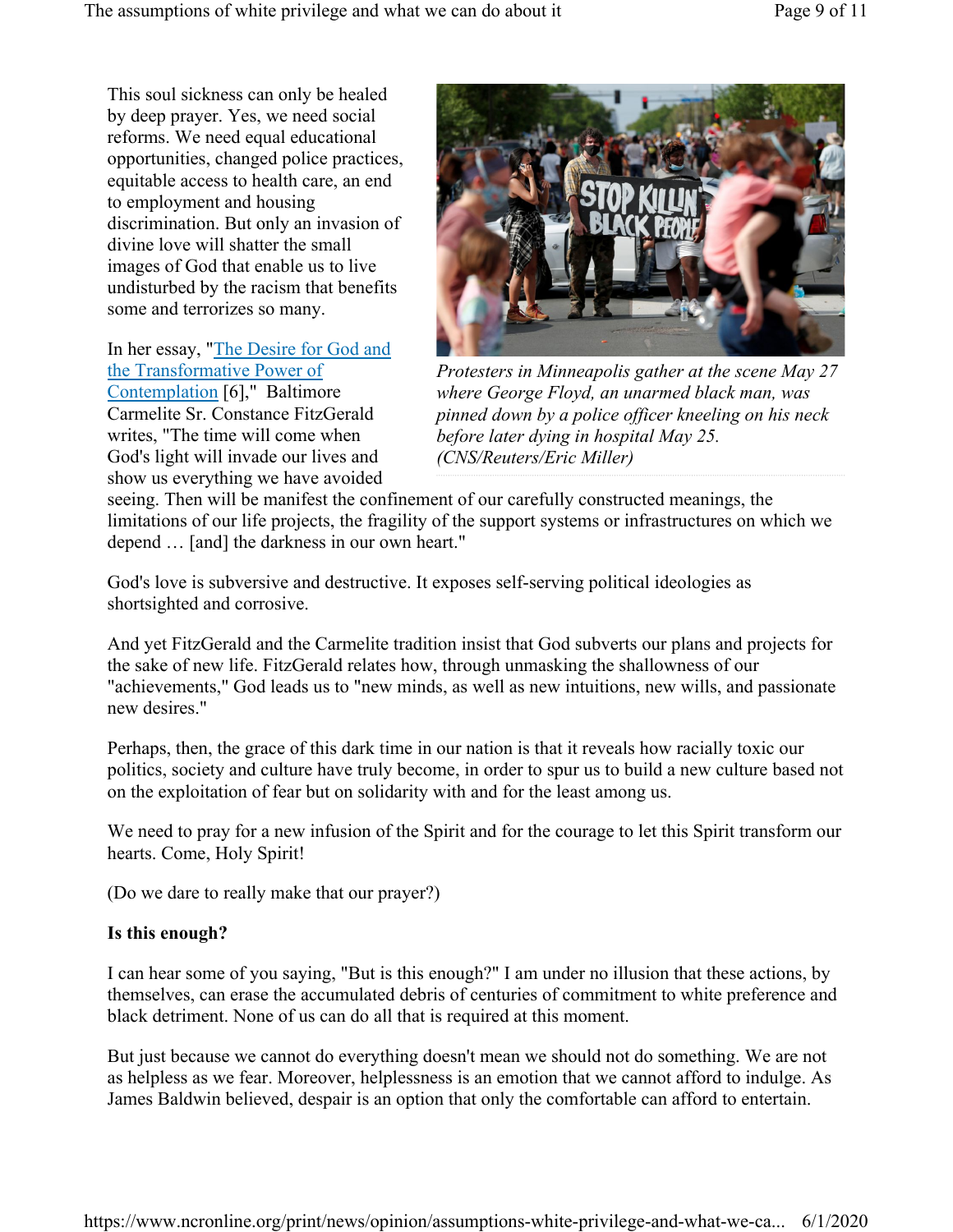This soul sickness can only be healed by deep prayer. Yes, we need social reforms. We need equal educational opportunities, changed police practices, equitable access to health care, an end to employment and housing discrimination. But only an invasion of divine love will shatter the small images of God that enable us to live undisturbed by the racism that benefits some and terrorizes so many.

*Protesters in Minneapolis gather at the scene May 27 where George Floyd, an unarmed black man, was pinned down by a police officer kneeling on his neck before later dying in hospital May 25. (CNS/Reuters/Eric Miller)*

In her essay, "The Desire for God and the Transformative Power of Contemplation [6]," Baltimore Carmelite Sr. Constance FitzGerald writes, "The time will come when God's light will invade our lives and show us everything we have avoided seeing. Then will be manifest the confinement of our carefully constructed meanings, the limitations of our life projects, the fragility of the support systems or infrastructures on which we depend … [and] the darkness in our own heart."

God's love is subversive and destructive. It exposes self-serving political ideologies as shortsighted and corrosive.

And yet FitzGerald and the Carmelite tradition insist that God subverts our plans and projects for the sake of new life. FitzGerald relates how, through unmasking the shallowness of our "achievements," God leads us to "new minds, as well as new intuitions, new wills, and passionate new desires."

Perhaps, then, the grace of this dark time in our nation is that it reveals how racially toxic our politics, society and culture have truly become, in order to spur us to build a new culture based not on the exploitation of fear but on solidarity with and for the least among us.

We need to pray for a new infusion of the Spirit and for the courage to let this Spirit transform our hearts. Come, Holy Spirit!

(Do we dare to really make that our prayer?)

**Is this enough?**

I can hear some of you saying, "But is this enough?" I am under no illusion that these actions, by themselves, can erase the accumulated debris of centuries of commitment to white preference and black detriment. None of us can do all that is required at this moment.

But just because we cannot do everything doesn't mean we should not do something. We are not as helpless as we fear. Moreover, helplessness is an emotion that we cannot afford to indulge. As James Baldwin believed, despair is an option that only the comfortable can afford to entertain.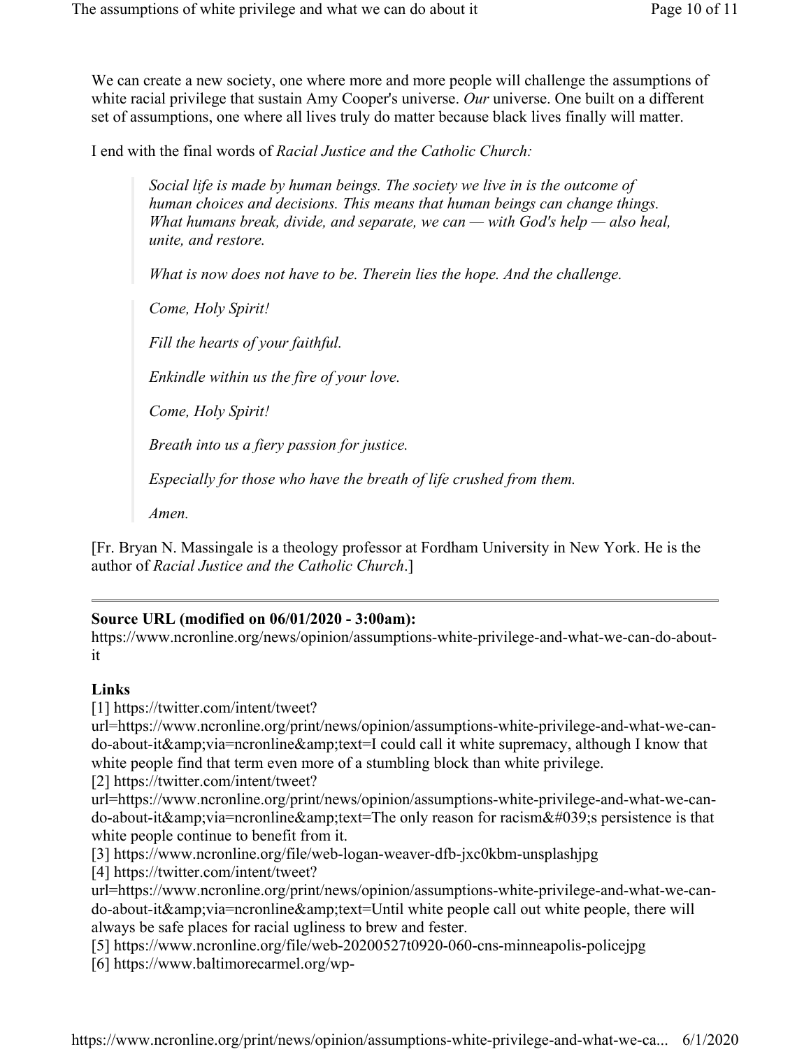We can create a new society, one where more and more people will challenge the assumptions of white racial privilege that sustain Amy Cooper's universe. *Our* universe. One built on a different set of assumptions, one where all lives truly do matter because black lives finally will matter.

I end with the final words of *Racial Justice and the Catholic Church:*

> *Social life is made by human beings. The society we live in is the outcome of human choices and decisions. This means that human beings can change things. What humans break, divide, and separate, we can — with God's help — also heal, unite, and restore.*
>
> *What is now does not have to be. Therein lies the hope. And the challenge.*

> *Come, Holy Spirit!*
>
> *Fill the hearts of your faithful.*
>
> *Enkindle within us the fire of your love.*
>
> *Come, Holy Spirit!*
>
> *Breath into us a fiery passion for justice.*
>
> *Especially for those who have the breath of life crushed from them.*
>
> *Amen.*

[Fr. Bryan N. Massingale is a theology professor at Fordham University in New York. He is the author of *Racial Justice and the Catholic Church*.]

---

**Source URL (modified on 06/01/2020 - 3:00am):**
https://www.ncronline.org/news/opinion/assumptions-white-privilege-and-what-we-can-do-about-it

**Links**

[1] https://twitter.com/intent/tweet?url=https://www.ncronline.org/print/news/opinion/assumptions-white-privilege-and-what-we-can-do-about-it&amp;via=ncronline&amp;text=I could call it white supremacy, although I know that white people find that term even more of a stumbling block than white privilege.
[2] https://twitter.com/intent/tweet?url=https://www.ncronline.org/print/news/opinion/assumptions-white-privilege-and-what-we-can-do-about-it&amp;via=ncronline&amp;text=The only reason for racism&#039;s persistence is that white people continue to benefit from it.
[3] https://www.ncronline.org/file/web-logan-weaver-dfb-jxc0kbm-unsplashjpg
[4] https://twitter.com/intent/tweet?url=https://www.ncronline.org/print/news/opinion/assumptions-white-privilege-and-what-we-can-do-about-it&amp;via=ncronline&amp;text=Until white people call out white people, there will always be safe places for racial ugliness to brew and fester.
[5] https://www.ncronline.org/file/web-20200527t0920-060-cns-minneapolis-policejpg
[6] https://www.baltimorecarmel.org/wp-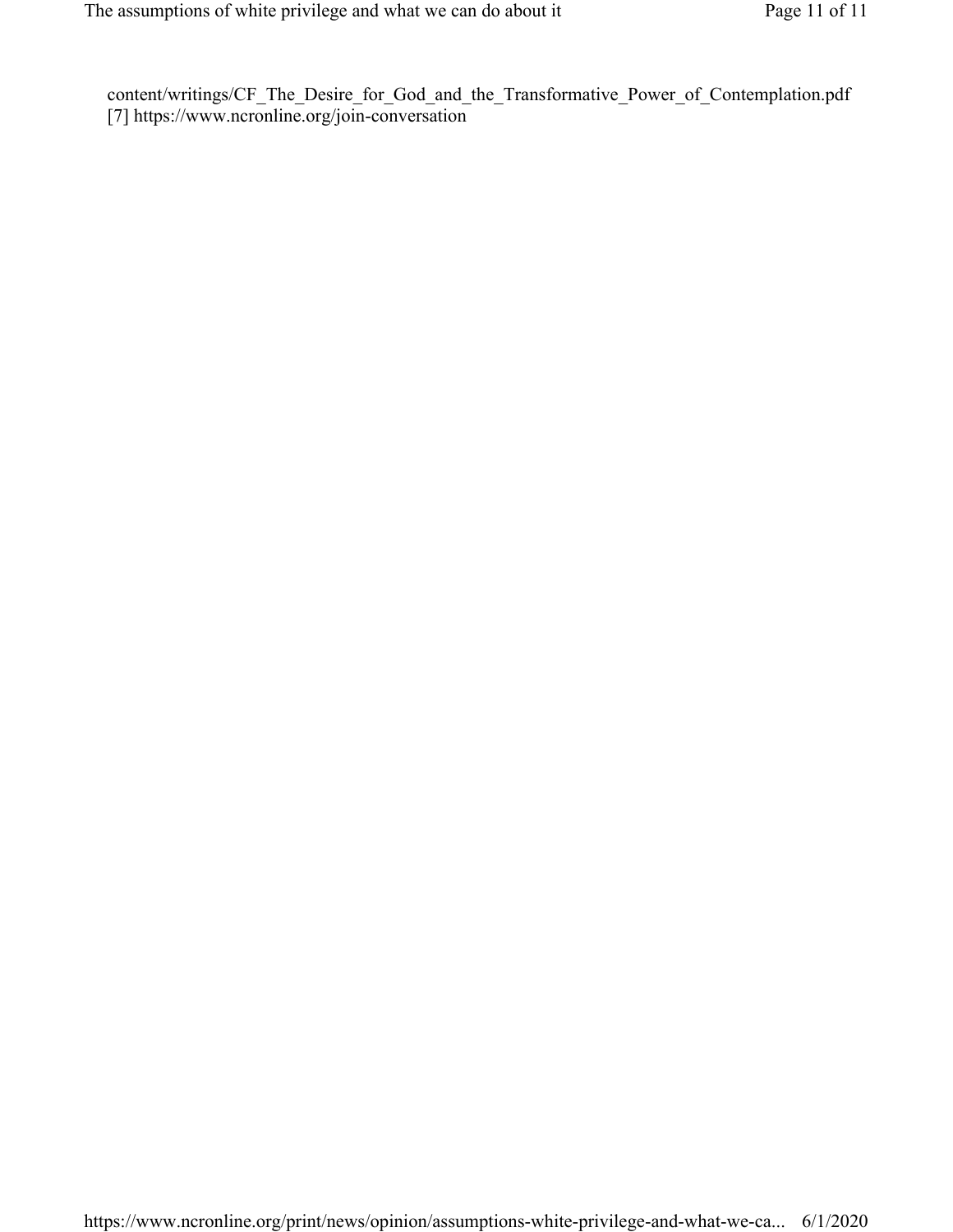content/writings/CF_The_Desire_for_God_and_the_Transformative_Power_of_Contemplation.pdf
[7] https://www.ncronline.org/join-conversation